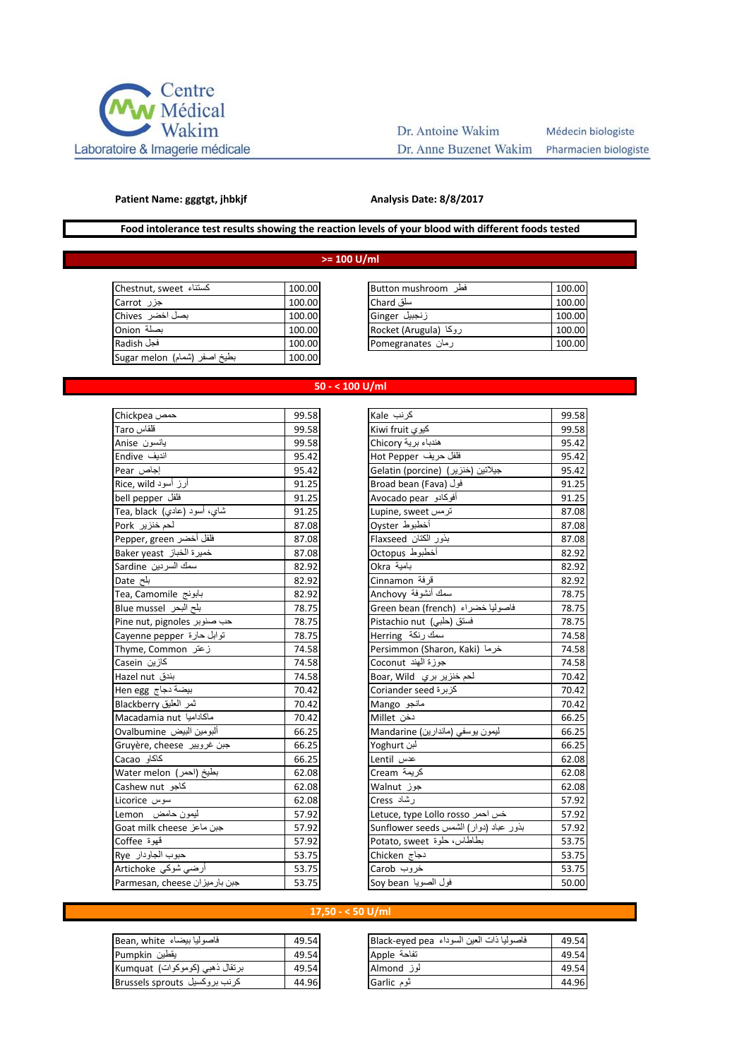Centre Médical Wakim
Laboratoire & Imagerie médicale

Dr. Antoine Wakim — Médecin biologiste
Dr. Anne Buzenet Wakim — Pharmacien biologiste

**Patient Name: gggtgt, jhbkjf** **Analysis Date: 8/8/2017**

**Food intolerance test results showing the reaction levels of your blood with different foods tested**

## >= 100 U/ml

| Food | U/ml |
|---|---|
| Chestnut, sweet كستناء | 100.00 |
| Carrot جزر | 100.00 |
| Chives بصل اخضر | 100.00 |
| Onion بصلة | 100.00 |
| Radish فجل | 100.00 |
| Sugar melon بطيخ اصفر (شمام) | 100.00 |

| Food | U/ml |
|---|---|
| Button mushroom فطر | 100.00 |
| Chard سلق | 100.00 |
| Ginger زنجبيل | 100.00 |
| Rocket (Arugula) روكا | 100.00 |
| Pomegranates رمان | 100.00 |

## 50 - < 100 U/ml

| Food | U/ml |
|---|---|
| Chickpea حمص | 99.58 |
| Taro قلقاس | 99.58 |
| Anise يانسون | 99.58 |
| Endive انديف | 95.42 |
| Pear إجاص | 95.42 |
| Rice, wild أرز أسود | 91.25 |
| bell pepper فلفل | 91.25 |
| Tea, black شاي، أسود (عادي) | 91.25 |
| Pork لحم خنزير | 87.08 |
| Pepper, green فلفل أخضر | 87.08 |
| Baker yeast خميرة الخباز | 87.08 |
| Sardine سمك السردين | 82.92 |
| Date بلح | 82.92 |
| Tea, Camomile بابونج | 82.92 |
| Blue mussel بلح البحر | 78.75 |
| Pine nut, pignoles حب صنوبر | 78.75 |
| Cayenne pepper توابل حارة | 78.75 |
| Thyme, Common زعتر | 74.58 |
| Casein كازين | 74.58 |
| Hazel nut بندق | 74.58 |
| Hen egg بيضة دجاج | 70.42 |
| Blackberry ثمر العليق | 70.42 |
| Macadamia nut ماكاداميا | 70.42 |
| Ovalbumine ألبومين البيض | 66.25 |
| Gruyère, cheese جبن غرويير | 66.25 |
| Cacao كاكاو | 66.25 |
| Water melon بطيخ (احمر) | 62.08 |
| Cashew nut كاجو | 62.08 |
| Licorice سوس | 62.08 |
| Lemon ليمون حامض | 57.92 |
| Goat milk cheese جبن ماعز | 57.92 |
| Coffee قهوة | 57.92 |
| Rye حبوب الجاودار | 53.75 |
| Artichoke أرضي شوكي | 53.75 |
| Parmesan, cheese جبن بارميزان | 53.75 |

| Food | U/ml |
|---|---|
| Kale كرنب | 99.58 |
| Kiwi fruit كيوي | 99.58 |
| Chicory هندباء برية | 95.42 |
| Hot Pepper فلفل حريف | 95.42 |
| Gelatin (porcine) جيلاتين (خنزير) | 95.42 |
| Broad bean (Fava) فول | 91.25 |
| Avocado pear أفوكادو | 91.25 |
| Lupine, sweet ترمس | 87.08 |
| Oyster أخطبوط | 87.08 |
| Flaxseed بذور الكتان | 87.08 |
| Octopus أخطبوط | 82.92 |
| Okra بامية | 82.92 |
| Cinnamon قرفة | 82.92 |
| Anchovy سمك أنشوفة | 78.75 |
| Green bean (french) فاصوليا خضراء | 78.75 |
| Pistachio nut فستق (حلبي) | 78.75 |
| Herring سمك رنكة | 74.58 |
| Persimmon (Sharon, Kaki) خرما | 74.58 |
| Coconut جوزة الهند | 74.58 |
| Boar, Wild لحم خنزير بري | 70.42 |
| Coriander seed كزبرة | 70.42 |
| Mango مانجو | 70.42 |
| Millet دخن | 66.25 |
| Mandarine ليمون يوسفي (ماندارين) | 66.25 |
| Yoghurt لبن | 66.25 |
| Lentil عدس | 62.08 |
| Cream كريمة | 62.08 |
| Walnut جوز | 62.08 |
| Cress رشاد | 57.92 |
| Letuce, type Lollo rosso خس احمر | 57.92 |
| Sunflower seeds بذور عباد الشمس (دوار) | 57.92 |
| Potato, sweet بطاطاس حلوة | 53.75 |
| Chicken دجاج | 53.75 |
| Carob خروب | 53.75 |
| Soy bean فول الصويا | 50.00 |

## 17,50 - < 50 U/ml

| Food | U/ml |
|---|---|
| Bean, white فاصوليا بيضاء | 49.54 |
| Pumpkin يقطين | 49.54 |
| Kumquat برتقال ذهبي (كوموكوات) | 49.54 |
| Brussels sprouts كرنب بروكسيل | 44.96 |

| Food | U/ml |
|---|---|
| Black-eyed pea فاصوليا ذات العين السوداء | 49.54 |
| Apple تفاحة | 49.54 |
| Almond لوز | 49.54 |
| Garlic ثوم | 44.96 |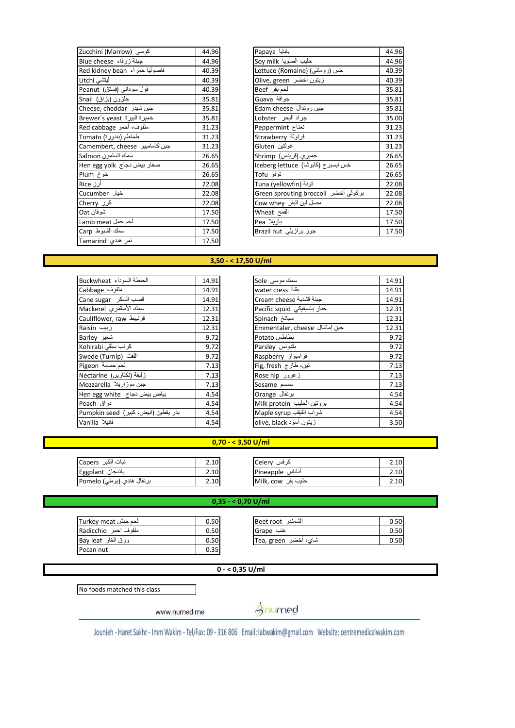| | | | | |
|---|---|---|---|---|
| Zucchini (Marrow) كوسى | 44.96 | | Papaya بابايا | 44.96 |
| Blue cheese جبنة زرقاء | 44.96 | | Soy milk حليب الصويا | 44.96 |
| Red kidney bean فاصوليا حمراء | 40.39 | | Lettuce (Romaine) خس (روماني) | 40.39 |
| Litchi ليتشي | 40.39 | | Olive, green زيتون أخضر | 40.39 |
| Peanut فول سوداني (فستق) | 40.39 | | Beef لحم بقر | 35.81 |
| Snail حلزون (بزاق) | 35.81 | | Guava جوافة | 35.81 |
| Cheese, cheddar جبن شيدر | 35.81 | | Edam cheese جبن رودال | 35.81 |
| Brewer´s yeast خميرة البيرة | 35.81 | | Lobster جراد البحر | 35.00 |
| Red cabbage ملفوف، أحمر | 31.23 | | Peppermint نعناع | 31.23 |
| Tomato طماطم (بندورة) | 31.23 | | Strawberry فراولة | 31.23 |
| Camembert, cheese جبن كاممبير | 31.23 | | Gluten غلوتين | 31.23 |
| Salmon سمك السلمون | 26.65 | | Shrimp جمبري (قريدس) | 26.65 |
| Hen egg yolk صفار بيض دجاج | 26.65 | | Iceberg lettuce خس أيسبرج (كابوشا) | 26.65 |
| Plum خوخ | 26.65 | | Tofu توفو | 26.65 |
| Rice أرز | 22.08 | | Tuna (yellowfin) تونة | 22.08 |
| Cucumber خيار | 22.08 | | Green sprouting broccoli بركولي أخضر | 22.08 |
| Cherry كرز | 22.08 | | Cow whey مصل لبن البقر | 22.08 |
| Oat شوفان | 17.50 | | Wheat القمح | 17.50 |
| Lamb meat لحم حمل | 17.50 | | Pea بازيلا | 17.50 |
| Carp سمك الشبوط | 17.50 | | Brazil nut جوز برازيلي | 17.50 |
| Tamarind تمر هندي | 17.50 | | | |

**3,50 - < 17,50 U/ml**

| | | | | |
|---|---|---|---|---|
| Buckwheat الحنطة السوداء | 14.91 | | Sole سمك موسى | 14.91 |
| Cabbage ملفوف | 14.91 | | water cress بقلة | 14.91 |
| Cane sugar قصب السكر | 14.91 | | Cream cheese جبنة قشدية | 14.91 |
| Mackerel سمك الأسقمري | 12.31 | | Pacific squid حبار باسيفيكي | 12.31 |
| Cauliflower, raw قرنبيط | 12.31 | | Spinach سبانخ | 12.31 |
| Raisin زبيب | 12.31 | | Emmentaler, cheese جبن إمانتال | 12.31 |
| Barley شعير | 9.72 | | Potato بطاطس | 9.72 |
| Kohlrabi كرنب سلقي | 9.72 | | Parsley بقدونس | 9.72 |
| Swede (Turnip) اللفت | 9.72 | | Raspberry فرامواز | 9.72 |
| Pigeon لحم حمامة | 7.13 | | Fig, fresh تين، طازج | 7.13 |
| Nectarine زليقة (نكتارين) | 7.13 | | Rose hip زعرور | 7.13 |
| Mozzarella جبن موزاريلا | 7.13 | | Sesame سمسم | 7.13 |
| Hen egg white بياض بيض دجاج | 4.54 | | Orange برتقال | 4.54 |
| Peach دراق | 4.54 | | Milk protein بروتين الحليب | 4.54 |
| Pumpkin seed بذر يقطين (ابيض، كبير) | 4.54 | | Maple syrup شراب القيقب | 4.54 |
| Vanilla فانيلا | 4.54 | | olive, black زيتون أسود | 3.50 |

**0,70 - < 3,50 U/ml**

| | | | | |
|---|---|---|---|---|
| Capers نبات الكبر | 2.10 | | Celery كرفس | 2.10 |
| Eggplant باذنجان | 2.10 | | Pineapple أناناس | 2.10 |
| Pomelo برتقال هندي (بوملي) | 2.10 | | Milk, cow حليب بقر | 2.10 |

**0,35 - < 0,70 U/ml**

| | | | | |
|---|---|---|---|---|
| Turkey meat لحم حبش | 0.50 | | Beet root الشمندر | 0.50 |
| Radicchio ملفوف احمر | 0.50 | | Grape عنب | 0.50 |
| Bay leaf ورق الغار | 0.50 | | Tea, green شاي، أخضر | 0.50 |
| Pecan nut | 0.35 | | | |

**0 - < 0,35 U/ml**

No foods matched this class

www.numed.me

numed

Jounieh - Haret Sakhr - Imm Wakim - Tel/Fax: 09 - 916 806 Email: labwakim@gmail.com Website: centremedicalwakim.com